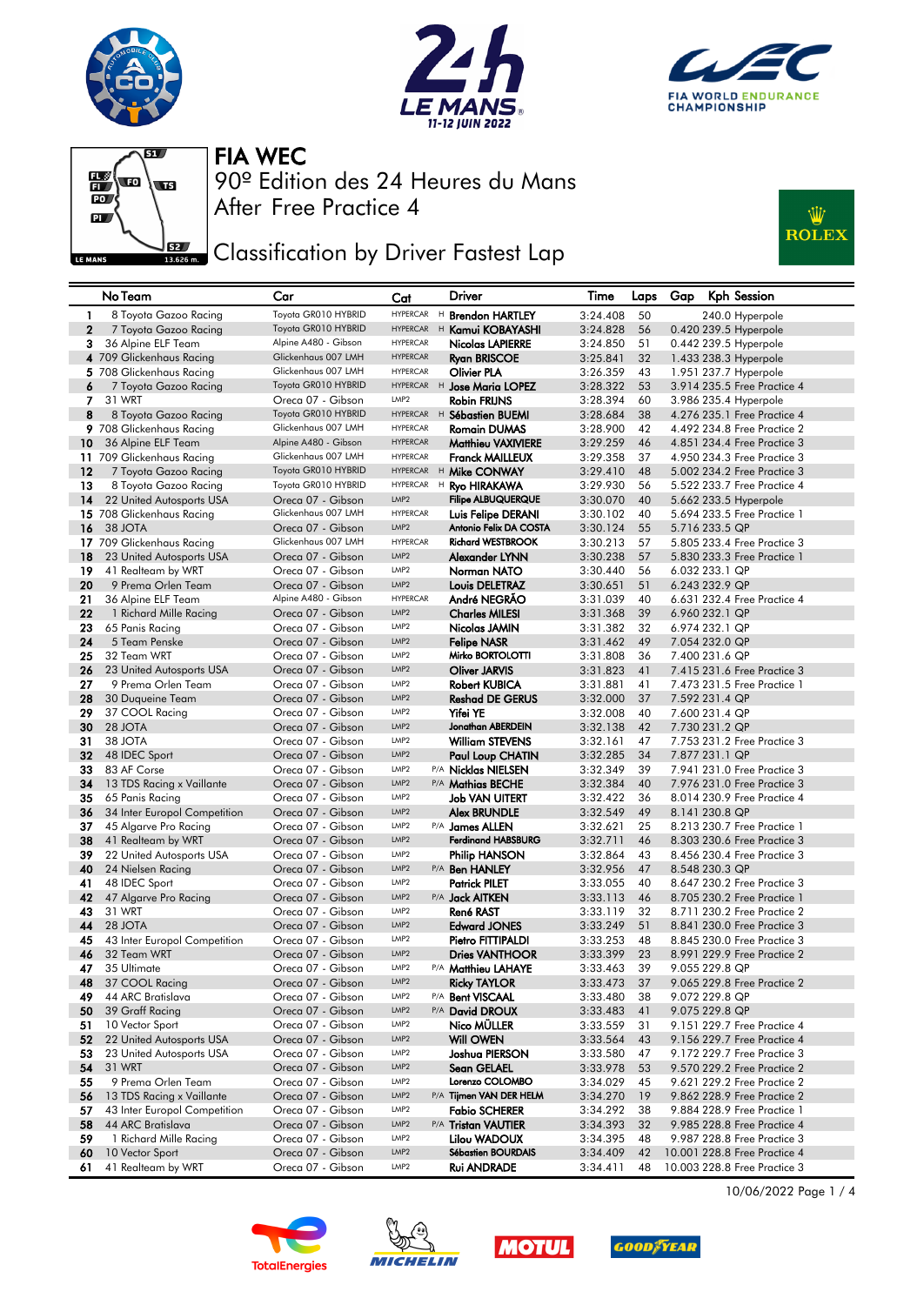# FIA WEC

90º Edition des 24 Heures du Mans

After Free Practice 4

## Classification by Driver Fastest Lap

| | No Team | Car | Cat | | Driver | Time | Laps | Gap | Kph | Session |
|---|---|---|---|---|---|---|---|---|---|---|
| 1 | 8 Toyota Gazoo Racing | Toyota GR010 HYBRID | HYPERCAR | H | Brendon HARTLEY | 3:24.408 | 50 | | 240.0 | Hyperpole |
| 2 | 7 Toyota Gazoo Racing | Toyota GR010 HYBRID | HYPERCAR | H | Kamui KOBAYASHI | 3:24.828 | 56 | 0.420 | 239.5 | Hyperpole |
| 3 | 36 Alpine ELF Team | Alpine A480 - Gibson | HYPERCAR | | Nicolas LAPIERRE | 3:24.850 | 51 | 0.442 | 239.5 | Hyperpole |
| 4 | 709 Glickenhaus Racing | Glickenhaus 007 LMH | HYPERCAR | | Ryan BRISCOE | 3:25.841 | 32 | 1.433 | 238.3 | Hyperpole |
| 5 | 708 Glickenhaus Racing | Glickenhaus 007 LMH | HYPERCAR | | Olivier PLA | 3:26.359 | 43 | 1.951 | 237.7 | Hyperpole |
| 6 | 7 Toyota Gazoo Racing | Toyota GR010 HYBRID | HYPERCAR | H | Jose Maria LOPEZ | 3:28.322 | 53 | 3.914 | 235.5 | Free Practice 4 |
| 7 | 31 WRT | Oreca 07 - Gibson | LMP2 | | Robin FRIJNS | 3:28.394 | 60 | 3.986 | 235.4 | Hyperpole |
| 8 | 8 Toyota Gazoo Racing | Toyota GR010 HYBRID | HYPERCAR | H | Sébastien BUEMI | 3:28.684 | 38 | 4.276 | 235.1 | Free Practice 4 |
| 9 | 708 Glickenhaus Racing | Glickenhaus 007 LMH | HYPERCAR | | Romain DUMAS | 3:28.900 | 42 | 4.492 | 234.8 | Free Practice 2 |
| 10 | 36 Alpine ELF Team | Alpine A480 - Gibson | HYPERCAR | | Matthieu VAXIVIERE | 3:29.259 | 46 | 4.851 | 234.4 | Free Practice 3 |
| 11 | 709 Glickenhaus Racing | Glickenhaus 007 LMH | HYPERCAR | | Franck MAILLEUX | 3:29.358 | 37 | 4.950 | 234.3 | Free Practice 3 |
| 12 | 7 Toyota Gazoo Racing | Toyota GR010 HYBRID | HYPERCAR | H | Mike CONWAY | 3:29.410 | 48 | 5.002 | 234.2 | Free Practice 4 |
| 13 | 8 Toyota Gazoo Racing | Toyota GR010 HYBRID | HYPERCAR | H | Ryo HIRAKAWA | 3:29.930 | 56 | 5.522 | 233.7 | Free Practice 4 |
| 14 | 22 United Autosports USA | Oreca 07 - Gibson | LMP2 | | Filipe ALBUQUERQUE | 3:30.070 | 40 | 5.662 | 233.5 | Hyperpole |
| 15 | 708 Glickenhaus Racing | Glickenhaus 007 LMH | HYPERCAR | | Luis Felipe DERANI | 3:30.102 | 40 | 5.694 | 233.5 | Free Practice 1 |
| 16 | 38 JOTA | Oreca 07 - Gibson | LMP2 | | Antonio Felix DA COSTA | 3:30.124 | 55 | 5.716 | 233.5 | QP |
| 17 | 709 Glickenhaus Racing | Glickenhaus 007 LMH | HYPERCAR | | Richard WESTBROOK | 3:30.213 | 57 | 5.805 | 233.4 | Free Practice 3 |
| 18 | 23 United Autosports USA | Oreca 07 - Gibson | LMP2 | | Alexander LYNN | 3:30.238 | 57 | 5.830 | 233.3 | Free Practice 1 |
| 19 | 41 Realteam by WRT | Oreca 07 - Gibson | LMP2 | | Norman NATO | 3:30.440 | 56 | 6.032 | 233.1 | QP |
| 20 | 9 Prema Orlen Team | Oreca 07 - Gibson | LMP2 | | Louis DELETRAZ | 3:30.651 | 51 | 6.243 | 232.9 | QP |
| 21 | 36 Alpine ELF Team | Alpine A480 - Gibson | HYPERCAR | | André NEGRÃO | 3:31.039 | 40 | 6.631 | 232.4 | Free Practice 4 |
| 22 | 1 Richard Mille Racing | Oreca 07 - Gibson | LMP2 | | Charles MILESI | 3:31.368 | 39 | 6.960 | 232.1 | QP |
| 23 | 65 Panis Racing | Oreca 07 - Gibson | LMP2 | | Nicolas JAMIN | 3:31.382 | 32 | 6.974 | 232.1 | QP |
| 24 | 5 Team Penske | Oreca 07 - Gibson | LMP2 | | Felipe NASR | 3:31.462 | 49 | 7.054 | 232.0 | QP |
| 25 | 32 Team WRT | Oreca 07 - Gibson | LMP2 | | Mirko BORTOLOTTI | 3:31.808 | 36 | 7.400 | 231.6 | QP |
| 26 | 23 United Autosports USA | Oreca 07 - Gibson | LMP2 | | Oliver JARVIS | 3:31.823 | 41 | 7.415 | 231.6 | Free Practice 3 |
| 27 | 9 Prema Orlen Team | Oreca 07 - Gibson | LMP2 | | Robert KUBICA | 3:31.881 | 41 | 7.473 | 231.5 | Free Practice 1 |
| 28 | 30 Duqueine Team | Oreca 07 - Gibson | LMP2 | | Reshad DE GERUS | 3:32.000 | 37 | 7.592 | 231.4 | QP |
| 29 | 37 COOL Racing | Oreca 07 - Gibson | LMP2 | | Yifei YE | 3:32.008 | 40 | 7.600 | 231.4 | QP |
| 30 | 28 JOTA | Oreca 07 - Gibson | LMP2 | | Jonathan ABERDEIN | 3:32.138 | 42 | 7.730 | 231.2 | QP |
| 31 | 38 JOTA | Oreca 07 - Gibson | LMP2 | | William STEVENS | 3:32.161 | 47 | 7.753 | 231.2 | Free Practice 3 |
| 32 | 48 IDEC Sport | Oreca 07 - Gibson | LMP2 | | Paul Loup CHATIN | 3:32.285 | 34 | 7.877 | 231.1 | QP |
| 33 | 83 AF Corse | Oreca 07 - Gibson | LMP2 | P/A | Nicklas NIELSEN | 3:32.349 | 39 | 7.941 | 231.0 | Free Practice 3 |
| 34 | 13 TDS Racing x Vaillante | Oreca 07 - Gibson | LMP2 | P/A | Mathias BECHE | 3:32.384 | 40 | 7.976 | 231.0 | Free Practice 3 |
| 35 | 65 Panis Racing | Oreca 07 - Gibson | LMP2 | | Job VAN UITERT | 3:32.422 | 36 | 8.014 | 230.9 | Free Practice 4 |
| 36 | 34 Inter Europol Competition | Oreca 07 - Gibson | LMP2 | | Alex BRUNDLE | 3:32.549 | 49 | 8.141 | 230.8 | QP |
| 37 | 45 Algarve Pro Racing | Oreca 07 - Gibson | LMP2 | P/A | James ALLEN | 3:32.621 | 25 | 8.213 | 230.7 | Free Practice 1 |
| 38 | 41 Realteam by WRT | Oreca 07 - Gibson | LMP2 | | Ferdinand HABSBURG | 3:32.711 | 46 | 8.303 | 230.6 | Free Practice 3 |
| 39 | 22 United Autosports USA | Oreca 07 - Gibson | LMP2 | | Philip HANSON | 3:32.864 | 43 | 8.456 | 230.4 | Free Practice 3 |
| 40 | 24 Nielsen Racing | Oreca 07 - Gibson | LMP2 | P/A | Ben HANLEY | 3:32.956 | 47 | 8.548 | 230.3 | QP |
| 41 | 48 IDEC Sport | Oreca 07 - Gibson | LMP2 | | Patrick PILET | 3:33.055 | 40 | 8.647 | 230.2 | Free Practice 3 |
| 42 | 47 Algarve Pro Racing | Oreca 07 - Gibson | LMP2 | P/A | Jack AITKEN | 3:33.113 | 46 | 8.705 | 230.2 | Free Practice 1 |
| 43 | 31 WRT | Oreca 07 - Gibson | LMP2 | | René RAST | 3:33.119 | 32 | 8.711 | 230.2 | Free Practice 2 |
| 44 | 28 JOTA | Oreca 07 - Gibson | LMP2 | | Edward JONES | 3:33.249 | 51 | 8.841 | 230.0 | Free Practice 3 |
| 45 | 43 Inter Europol Competition | Oreca 07 - Gibson | LMP2 | | Pietro FITTIPALDI | 3:33.253 | 48 | 8.845 | 230.0 | Free Practice 3 |
| 46 | 32 Team WRT | Oreca 07 - Gibson | LMP2 | | Dries VANTHOOR | 3:33.399 | 23 | 8.991 | 229.9 | Free Practice 2 |
| 47 | 35 Ultimate | Oreca 07 - Gibson | LMP2 | P/A | Matthieu LAHAYE | 3:33.463 | 39 | 9.055 | 229.8 | QP |
| 48 | 37 COOL Racing | Oreca 07 - Gibson | LMP2 | | Ricky TAYLOR | 3:33.473 | 37 | 9.065 | 229.8 | Free Practice 2 |
| 49 | 44 ARC Bratislava | Oreca 07 - Gibson | LMP2 | P/A | Bent VISCAAL | 3:33.480 | 38 | 9.072 | 229.8 | QP |
| 50 | 39 Graff Racing | Oreca 07 - Gibson | LMP2 | P/A | David DROUX | 3:33.483 | 41 | 9.075 | 229.8 | QP |
| 51 | 10 Vector Sport | Oreca 07 - Gibson | LMP2 | | Nico MÜLLER | 3:33.559 | 31 | 9.151 | 229.7 | Free Practice 4 |
| 52 | 22 United Autosports USA | Oreca 07 - Gibson | LMP2 | | Will OWEN | 3:33.564 | 43 | 9.156 | 229.7 | Free Practice 4 |
| 53 | 23 United Autosports USA | Oreca 07 - Gibson | LMP2 | | Joshua PIERSON | 3:33.580 | 47 | 9.172 | 229.7 | Free Practice 2 |
| 54 | 31 WRT | Oreca 07 - Gibson | LMP2 | | Sean GELAEL | 3:33.978 | 53 | 9.570 | 229.2 | Free Practice 2 |
| 55 | 9 Prema Orlen Team | Oreca 07 - Gibson | LMP2 | | Lorenzo COLOMBO | 3:34.029 | 45 | 9.621 | 229.2 | Free Practice 2 |
| 56 | 13 TDS Racing x Vaillante | Oreca 07 - Gibson | LMP2 | P/A | Tijmen VAN DER HELM | 3:34.270 | 19 | 9.862 | 228.9 | Free Practice 2 |
| 57 | 43 Inter Europol Competition | Oreca 07 - Gibson | LMP2 | | Fabio SCHERER | 3:34.292 | 38 | 9.884 | 228.9 | Free Practice 1 |
| 58 | 44 ARC Bratislava | Oreca 07 - Gibson | LMP2 | P/A | Tristan VAUTIER | 3:34.393 | 32 | 9.985 | 228.8 | Free Practice 4 |
| 59 | 1 Richard Mille Racing | Oreca 07 - Gibson | LMP2 | | Lilou WADOUX | 3:34.395 | 48 | 9.987 | 228.8 | Free Practice 3 |
| 60 | 10 Vector Sport | Oreca 07 - Gibson | LMP2 | | Sébastien BOURDAIS | 3:34.409 | 42 | 10.001 | 228.8 | Free Practice 4 |
| 61 | 41 Realteam by WRT | Oreca 07 - Gibson | LMP2 | | Rui ANDRADE | 3:34.411 | 48 | 10.003 | 228.8 | Free Practice 3 |

10/06/2022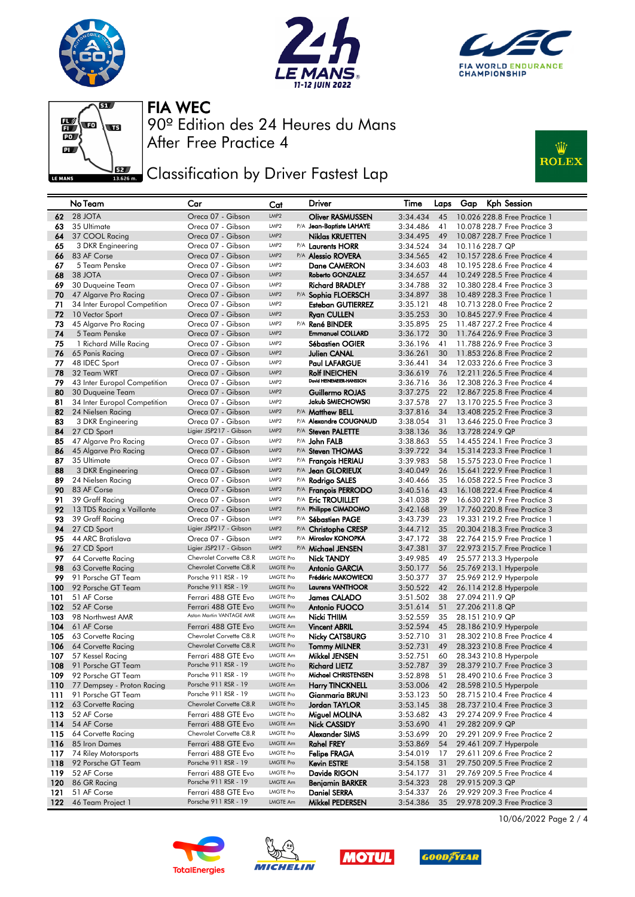# FIA WEC

90º Edition des 24 Heures du Mans

After Free Practice 4

## Classification by Driver Fastest Lap

| | No | Team | Car | Cat | | Driver | Time | Laps | Gap | Kph | Session |
|---|---|---|---|---|---|---|---|---|---|---|---|
| 62 | 28 | JOTA | Oreca 07 - Gibson | LMP2 | | Oliver RASMUSSEN | 3:34.434 | 45 | 10.026 | 228.8 | Free Practice 1 |
| 63 | 35 | Ultimate | Oreca 07 - Gibson | LMP2 | P/A | Jean-Baptiste LAHAYE | 3:34.486 | 41 | 10.078 | 228.7 | Free Practice 3 |
| 64 | 37 | COOL Racing | Oreca 07 - Gibson | LMP2 | | Niklas KRUETTEN | 3:34.495 | 49 | 10.087 | 228.7 | Free Practice 1 |
| 65 | 3 | DKR Engineering | Oreca 07 - Gibson | LMP2 | P/A | Laurents HORR | 3:34.524 | 34 | 10.116 | 228.7 | QP |
| 66 | 83 | AF Corse | Oreca 07 - Gibson | LMP2 | P/A | Alessio ROVERA | 3:34.565 | 42 | 10.157 | 228.6 | Free Practice 4 |
| 67 | 5 | Team Penske | Oreca 07 - Gibson | LMP2 | | Dane CAMERON | 3:34.603 | 48 | 10.195 | 228.6 | Free Practice 4 |
| 68 | 38 | JOTA | Oreca 07 - Gibson | LMP2 | | Roberto GONZALEZ | 3:34.657 | 44 | 10.249 | 228.5 | Free Practice 4 |
| 69 | 30 | Duqueine Team | Oreca 07 - Gibson | LMP2 | | Richard BRADLEY | 3:34.788 | 32 | 10.380 | 228.4 | Free Practice 3 |
| 70 | 47 | Algarve Pro Racing | Oreca 07 - Gibson | LMP2 | P/A | Sophia FLOERSCH | 3:34.897 | 38 | 10.489 | 228.3 | Free Practice 1 |
| 71 | 34 | Inter Europol Competition | Oreca 07 - Gibson | LMP2 | | Esteban GUTIERREZ | 3:35.121 | 48 | 10.713 | 228.0 | Free Practice 2 |
| 72 | 10 | Vector Sport | Oreca 07 - Gibson | LMP2 | | Ryan CULLEN | 3:35.253 | 30 | 10.845 | 227.9 | Free Practice 4 |
| 73 | 45 | Algarve Pro Racing | Oreca 07 - Gibson | LMP2 | P/A | René BINDER | 3:35.895 | 25 | 11.487 | 227.2 | Free Practice 4 |
| 74 | 5 | Team Penske | Oreca 07 - Gibson | LMP2 | | Emmanuel COLLARD | 3:36.172 | 30 | 11.764 | 226.9 | Free Practice 3 |
| 75 | 1 | Richard Mille Racing | Oreca 07 - Gibson | LMP2 | | Sébastien OGIER | 3:36.196 | 41 | 11.788 | 226.9 | Free Practice 3 |
| 76 | 65 | Panis Racing | Oreca 07 - Gibson | LMP2 | | Julien CANAL | 3:36.261 | 30 | 11.853 | 226.8 | Free Practice 2 |
| 77 | 48 | IDEC Sport | Oreca 07 - Gibson | LMP2 | | Paul LAFARGUE | 3:36.441 | 34 | 12.033 | 226.6 | Free Practice 3 |
| 78 | 32 | Team WRT | Oreca 07 - Gibson | LMP2 | | Rolf INEICHEN | 3:36.619 | 76 | 12.211 | 226.5 | Free Practice 4 |
| 79 | 43 | Inter Europol Competition | Oreca 07 - Gibson | LMP2 | | David HEINEMEIER-HANSSON | 3:36.716 | 36 | 12.308 | 226.3 | Free Practice 4 |
| 80 | 30 | Duqueine Team | Oreca 07 - Gibson | LMP2 | | Guillermo ROJAS | 3:37.275 | 22 | 12.867 | 225.8 | Free Practice 4 |
| 81 | 34 | Inter Europol Competition | Oreca 07 - Gibson | LMP2 | | Jakub SMIECHOWSKI | 3:37.578 | 27 | 13.170 | 225.5 | Free Practice 3 |
| 82 | 24 | Nielsen Racing | Oreca 07 - Gibson | LMP2 | P/A | Matthew BELL | 3:37.816 | 34 | 13.408 | 225.2 | Free Practice 3 |
| 83 | 3 | DKR Engineering | Oreca 07 - Gibson | LMP2 | P/A | Alexandre COUGNAUD | 3:38.054 | 31 | 13.646 | 225.0 | Free Practice 3 |
| 84 | 27 | CD Sport | Ligier JSP217 - Gibson | LMP2 | P/A | Steven PALETTE | 3:38.136 | 36 | 13.728 | 224.9 | QP |
| 85 | 47 | Algarve Pro Racing | Oreca 07 - Gibson | LMP2 | P/A | John FALB | 3:38.863 | 55 | 14.455 | 224.1 | Free Practice 3 |
| 86 | 45 | Algarve Pro Racing | Oreca 07 - Gibson | LMP2 | P/A | Steven THOMAS | 3:39.722 | 34 | 15.314 | 223.3 | Free Practice 1 |
| 87 | 35 | Ultimate | Oreca 07 - Gibson | LMP2 | P/A | François HERIAU | 3:39.983 | 58 | 15.575 | 223.0 | Free Practice 1 |
| 88 | 3 | DKR Engineering | Oreca 07 - Gibson | LMP2 | P/A | Jean GLORIEUX | 3:40.049 | 26 | 15.641 | 222.9 | Free Practice 1 |
| 89 | 24 | Nielsen Racing | Oreca 07 - Gibson | LMP2 | P/A | Rodrigo SALES | 3:40.466 | 35 | 16.058 | 222.5 | Free Practice 3 |
| 90 | 83 | AF Corse | Oreca 07 - Gibson | LMP2 | P/A | François PERRODO | 3:40.516 | 43 | 16.108 | 222.4 | Free Practice 4 |
| 91 | 39 | Graff Racing | Oreca 07 - Gibson | LMP2 | P/A | Eric TROUILLET | 3:41.038 | 29 | 16.630 | 221.9 | Free Practice 3 |
| 92 | 13 | TDS Racing x Vaillante | Oreca 07 - Gibson | LMP2 | P/A | Philippe CIMADOMO | 3:42.168 | 39 | 17.760 | 220.8 | Free Practice 3 |
| 93 | 39 | Graff Racing | Oreca 07 - Gibson | LMP2 | P/A | Sébastien PAGE | 3:43.739 | 23 | 19.331 | 219.2 | Free Practice 1 |
| 94 | 27 | CD Sport | Ligier JSP217 - Gibson | LMP2 | P/A | Christophe CRESP | 3:44.712 | 35 | 20.304 | 218.3 | Free Practice 3 |
| 95 | 44 | ARC Bratislava | Oreca 07 - Gibson | LMP2 | P/A | Miroslav KONOPKA | 3:47.172 | 38 | 22.764 | 215.9 | Free Practice 1 |
| 96 | 27 | CD Sport | Ligier JSP217 - Gibson | LMP2 | P/A | Michael JENSEN | 3:47.381 | 37 | 22.973 | 215.7 | Free Practice 1 |
| 97 | 64 | Corvette Racing | Chevrolet Corvette C8.R | LMGTE Pro | | Nick TANDY | 3:49.985 | 49 | 25.577 | 213.3 | Hyperpole |
| 98 | 63 | Corvette Racing | Chevrolet Corvette C8.R | LMGTE Pro | | Antonio GARCIA | 3:50.177 | 56 | 25.769 | 213.1 | Hyperpole |
| 99 | 91 | Porsche GT Team | Porsche 911 RSR - 19 | LMGTE Pro | | Frédéric MAKOWIECKI | 3:50.377 | 37 | 25.969 | 212.9 | Hyperpole |
| 100 | 92 | Porsche GT Team | Porsche 911 RSR - 19 | LMGTE Pro | | Laurens VANTHOOR | 3:50.522 | 42 | 26.114 | 212.8 | Hyperpole |
| 101 | 51 | AF Corse | Ferrari 488 GTE Evo | LMGTE Pro | | James CALADO | 3:51.502 | 38 | 27.094 | 211.9 | QP |
| 102 | 52 | AF Corse | Ferrari 488 GTE Evo | LMGTE Pro | | Antonio FUOCO | 3:51.614 | 51 | 27.206 | 211.8 | QP |
| 103 | 98 | Northwest AMR | Aston Martin VANTAGE AMR | LMGTE Am | | Nicki THIIM | 3:52.559 | 35 | 28.151 | 210.9 | QP |
| 104 | 61 | AF Corse | Ferrari 488 GTE Evo | LMGTE Am | | Vincent ABRIL | 3:52.594 | 45 | 28.186 | 210.9 | Hyperpole |
| 105 | 63 | Corvette Racing | Chevrolet Corvette C8.R | LMGTE Pro | | Nicky CATSBURG | 3:52.710 | 31 | 28.302 | 210.8 | Free Practice 4 |
| 106 | 64 | Corvette Racing | Chevrolet Corvette C8.R | LMGTE Pro | | Tommy MILNER | 3:52.731 | 49 | 28.323 | 210.8 | Free Practice 4 |
| 107 | 57 | Kessel Racing | Ferrari 488 GTE Evo | LMGTE Am | | Mikkel JENSEN | 3:52.751 | 60 | 28.343 | 210.8 | Hyperpole |
| 108 | 91 | Porsche GT Team | Porsche 911 RSR - 19 | LMGTE Pro | | Richard LIETZ | 3:52.787 | 39 | 28.379 | 210.7 | Free Practice 3 |
| 109 | 92 | Porsche GT Team | Porsche 911 RSR - 19 | LMGTE Pro | | Michael CHRISTENSEN | 3:52.898 | 51 | 28.490 | 210.6 | Free Practice 3 |
| 110 | 77 | Dempsey - Proton Racing | Porsche 911 RSR - 19 | LMGTE Am | | Harry TINCKNELL | 3:53.006 | 42 | 28.598 | 210.5 | Hyperpole |
| 111 | 91 | Porsche GT Team | Porsche 911 RSR - 19 | LMGTE Pro | | Gianmaria BRUNI | 3:53.123 | 50 | 28.715 | 210.4 | Free Practice 4 |
| 112 | 63 | Corvette Racing | Chevrolet Corvette C8.R | LMGTE Pro | | Jordan TAYLOR | 3:53.145 | 38 | 28.737 | 210.4 | Free Practice 3 |
| 113 | 52 | AF Corse | Ferrari 488 GTE Evo | LMGTE Pro | | Miguel MOLINA | 3:53.682 | 43 | 29.274 | 209.9 | Free Practice 4 |
| 114 | 54 | AF Corse | Ferrari 488 GTE Evo | LMGTE Am | | Nick CASSIDY | 3:53.690 | 41 | 29.282 | 209.9 | QP |
| 115 | 64 | Corvette Racing | Chevrolet Corvette C8.R | LMGTE Pro | | Alexander SIMS | 3:53.699 | 20 | 29.291 | 209.9 | Free Practice 2 |
| 116 | 85 | Iron Dames | Ferrari 488 GTE Evo | LMGTE Am | | Rahel FREY | 3:53.869 | 54 | 29.461 | 209.7 | Hyperpole |
| 117 | 74 | Riley Motorsports | Ferrari 488 GTE Evo | LMGTE Pro | | Felipe FRAGA | 3:54.019 | 17 | 29.611 | 209.6 | Free Practice 2 |
| 118 | 92 | Porsche GT Team | Porsche 911 RSR - 19 | LMGTE Pro | | Kevin ESTRE | 3:54.158 | 31 | 29.750 | 209.5 | Free Practice 2 |
| 119 | 52 | AF Corse | Ferrari 488 GTE Evo | LMGTE Pro | | Davide RIGON | 3:54.177 | 31 | 29.769 | 209.5 | Free Practice 4 |
| 120 | 86 | GR Racing | Porsche 911 RSR - 19 | LMGTE Am | | Benjamin BARKER | 3:54.323 | 28 | 29.915 | 209.3 | QP |
| 121 | 51 | AF Corse | Ferrari 488 GTE Evo | LMGTE Pro | | Daniel SERRA | 3:54.337 | 26 | 29.929 | 209.3 | Free Practice 4 |
| 122 | 46 | Team Project 1 | Porsche 911 RSR - 19 | LMGTE Am | | Mikkel PEDERSEN | 3:54.386 | 35 | 29.978 | 209.3 | Free Practice 3 |

10/06/2022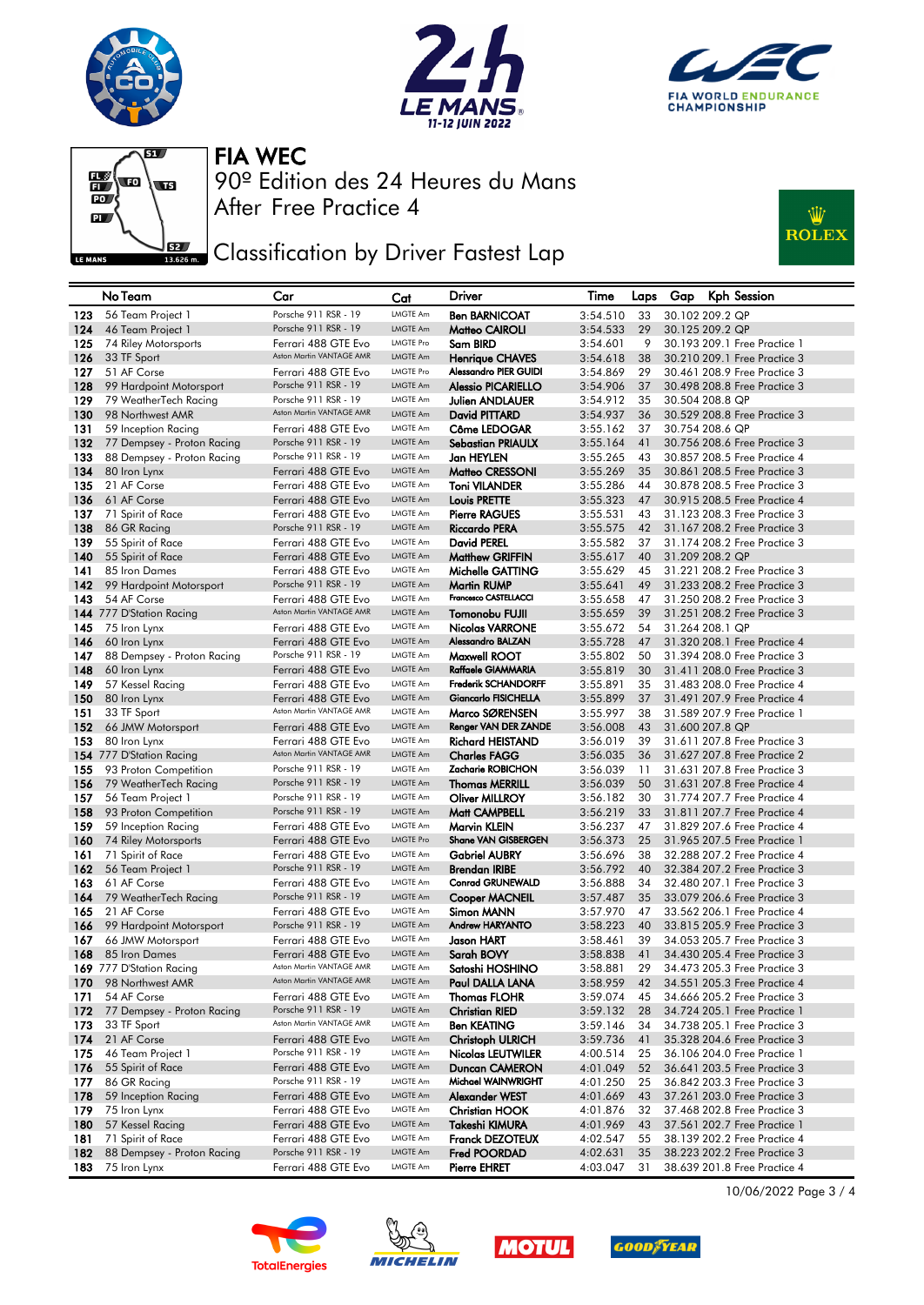# FIA WEC

90º Edition des 24 Heures du Mans

After Free Practice 4

## Classification by Driver Fastest Lap

| No | Team | Car | Cat | Driver | Time | Laps | Gap | Kph | Session |
|---|---|---|---|---|---|---|---|---|---|
| 123 | 56 Team Project 1 | Porsche 911 RSR - 19 | LMGTE Am | Ben BARNICOAT | 3:54.510 | 33 | 30.102 | 209.2 | QP |
| 124 | 46 Team Project 1 | Porsche 911 RSR - 19 | LMGTE Am | Matteo CAIROLI | 3:54.533 | 29 | 30.125 | 209.2 | QP |
| 125 | 74 Riley Motorsports | Ferrari 488 GTE Evo | LMGTE Pro | Sam BIRD | 3:54.601 | 9 | 30.193 | 209.1 | Free Practice 1 |
| 126 | 33 TF Sport | Aston Martin VANTAGE AMR | LMGTE Am | Henrique CHAVES | 3:54.618 | 38 | 30.210 | 209.1 | Free Practice 3 |
| 127 | 51 AF Corse | Ferrari 488 GTE Evo | LMGTE Pro | Alessandro PIER GUIDI | 3:54.869 | 29 | 30.461 | 208.9 | Free Practice 3 |
| 128 | 99 Hardpoint Motorsport | Porsche 911 RSR - 19 | LMGTE Am | Alessio PICARIELLO | 3:54.906 | 37 | 30.498 | 208.8 | Free Practice 3 |
| 129 | 79 WeatherTech Racing | Porsche 911 RSR - 19 | LMGTE Am | Julien ANDLAUER | 3:54.912 | 35 | 30.504 | 208.8 | QP |
| 130 | 98 Northwest AMR | Aston Martin VANTAGE AMR | LMGTE Am | David PITTARD | 3:54.937 | 36 | 30.529 | 208.8 | Free Practice 3 |
| 131 | 59 Inception Racing | Ferrari 488 GTE Evo | LMGTE Am | Côme LEDOGAR | 3:55.162 | 37 | 30.754 | 208.6 | QP |
| 132 | 77 Dempsey - Proton Racing | Porsche 911 RSR - 19 | LMGTE Am | Sebastian PRIAULX | 3:55.164 | 41 | 30.756 | 208.6 | Free Practice 3 |
| 133 | 88 Dempsey - Proton Racing | Porsche 911 RSR - 19 | LMGTE Am | Jan HEYLEN | 3:55.265 | 43 | 30.857 | 208.5 | Free Practice 4 |
| 134 | 80 Iron Lynx | Ferrari 488 GTE Evo | LMGTE Am | Matteo CRESSONI | 3:55.269 | 35 | 30.861 | 208.5 | Free Practice 3 |
| 135 | 21 AF Corse | Ferrari 488 GTE Evo | LMGTE Am | Toni VILANDER | 3:55.286 | 44 | 30.878 | 208.5 | Free Practice 3 |
| 136 | 61 AF Corse | Ferrari 488 GTE Evo | LMGTE Am | Louis PRETTE | 3:55.323 | 47 | 30.915 | 208.5 | Free Practice 4 |
| 137 | 71 Spirit of Race | Ferrari 488 GTE Evo | LMGTE Am | Pierre RAGUES | 3:55.531 | 43 | 31.123 | 208.3 | Free Practice 3 |
| 138 | 86 GR Racing | Porsche 911 RSR - 19 | LMGTE Am | Riccardo PERA | 3:55.575 | 42 | 31.167 | 208.2 | Free Practice 3 |
| 139 | 55 Spirit of Race | Ferrari 488 GTE Evo | LMGTE Am | David PEREL | 3:55.582 | 37 | 31.174 | 208.2 | Free Practice 3 |
| 140 | 55 Spirit of Race | Ferrari 488 GTE Evo | LMGTE Am | Matthew GRIFFIN | 3:55.617 | 40 | 31.209 | 208.2 | QP |
| 141 | 85 Iron Dames | Ferrari 488 GTE Evo | LMGTE Am | Michelle GATTING | 3:55.629 | 45 | 31.221 | 208.2 | Free Practice 3 |
| 142 | 99 Hardpoint Motorsport | Porsche 911 RSR - 19 | LMGTE Am | Martin RUMP | 3:55.641 | 49 | 31.233 | 208.2 | Free Practice 3 |
| 143 | 54 AF Corse | Ferrari 488 GTE Evo | LMGTE Am | Francesco CASTELLACCI | 3:55.658 | 47 | 31.250 | 208.2 | Free Practice 3 |
| 144 | 777 D'Station Racing | Aston Martin VANTAGE AMR | LMGTE Am | Tomonobu FUJII | 3:55.659 | 39 | 31.251 | 208.2 | Free Practice 3 |
| 145 | 75 Iron Lynx | Ferrari 488 GTE Evo | LMGTE Am | Nicolas VARRONE | 3:55.672 | 54 | 31.264 | 208.1 | QP |
| 146 | 60 Iron Lynx | Ferrari 488 GTE Evo | LMGTE Am | Alessandro BALZAN | 3:55.728 | 47 | 31.320 | 208.1 | Free Practice 4 |
| 147 | 88 Dempsey - Proton Racing | Porsche 911 RSR - 19 | LMGTE Am | Maxwell ROOT | 3:55.802 | 50 | 31.394 | 208.0 | Free Practice 3 |
| 148 | 60 Iron Lynx | Ferrari 488 GTE Evo | LMGTE Am | Raffaele GIAMMARIA | 3:55.819 | 30 | 31.411 | 208.0 | Free Practice 3 |
| 149 | 57 Kessel Racing | Ferrari 488 GTE Evo | LMGTE Am | Frederik SCHANDORFF | 3:55.891 | 35 | 31.483 | 208.0 | Free Practice 3 |
| 150 | 80 Iron Lynx | Ferrari 488 GTE Evo | LMGTE Am | Giancarlo FISICHELLA | 3:55.899 | 37 | 31.491 | 207.9 | Free Practice 4 |
| 151 | 33 TF Sport | Aston Martin VANTAGE AMR | LMGTE Am | Marco SØRENSEN | 3:55.997 | 38 | 31.589 | 207.9 | Free Practice 1 |
| 152 | 66 JMW Motorsport | Ferrari 488 GTE Evo | LMGTE Am | Renger VAN DER ZANDE | 3:56.008 | 43 | 31.600 | 207.8 | QP |
| 153 | 80 Iron Lynx | Ferrari 488 GTE Evo | LMGTE Am | Richard HEISTAND | 3:56.019 | 39 | 31.611 | 207.8 | Free Practice 3 |
| 154 | 777 D'Station Racing | Aston Martin VANTAGE AMR | LMGTE Am | Charles FAGG | 3:56.035 | 36 | 31.627 | 207.8 | Free Practice 2 |
| 155 | 93 Proton Competition | Porsche 911 RSR - 19 | LMGTE Am | Zacharie ROBICHON | 3:56.039 | 11 | 31.631 | 207.8 | Free Practice 3 |
| 156 | 79 WeatherTech Racing | Porsche 911 RSR - 19 | LMGTE Am | Thomas MERRILL | 3:56.039 | 50 | 31.631 | 207.8 | Free Practice 4 |
| 157 | 56 Team Project 1 | Porsche 911 RSR - 19 | LMGTE Am | Oliver MILLROY | 3:56.182 | 30 | 31.774 | 207.7 | Free Practice 4 |
| 158 | 93 Proton Competition | Porsche 911 RSR - 19 | LMGTE Am | Matt CAMPBELL | 3:56.219 | 33 | 31.811 | 207.7 | Free Practice 4 |
| 159 | 59 Inception Racing | Ferrari 488 GTE Evo | LMGTE Am | Marvin KLEIN | 3:56.237 | 47 | 31.829 | 207.6 | Free Practice 4 |
| 160 | 74 Riley Motorsports | Ferrari 488 GTE Evo | LMGTE Pro | Shane VAN GISBERGEN | 3:56.373 | 25 | 31.965 | 207.5 | Free Practice 1 |
| 161 | 71 Spirit of Race | Ferrari 488 GTE Evo | LMGTE Am | Gabriel AUBRY | 3:56.696 | 38 | 32.288 | 207.2 | Free Practice 4 |
| 162 | 56 Team Project 1 | Porsche 911 RSR - 19 | LMGTE Am | Brendan IRIBE | 3:56.792 | 40 | 32.384 | 207.2 | Free Practice 3 |
| 163 | 61 AF Corse | Ferrari 488 GTE Evo | LMGTE Am | Conrad GRUNEWALD | 3:56.888 | 34 | 32.480 | 207.1 | Free Practice 3 |
| 164 | 79 WeatherTech Racing | Porsche 911 RSR - 19 | LMGTE Am | Cooper MACNEIL | 3:57.487 | 35 | 33.079 | 206.6 | Free Practice 3 |
| 165 | 21 AF Corse | Ferrari 488 GTE Evo | LMGTE Am | Simon MANN | 3:57.970 | 47 | 33.562 | 206.1 | Free Practice 4 |
| 166 | 99 Hardpoint Motorsport | Porsche 911 RSR - 19 | LMGTE Am | Andrew HARYANTO | 3:58.223 | 40 | 33.815 | 205.9 | Free Practice 3 |
| 167 | 66 JMW Motorsport | Ferrari 488 GTE Evo | LMGTE Am | Jason HART | 3:58.461 | 39 | 34.053 | 205.7 | Free Practice 3 |
| 168 | 85 Iron Dames | Ferrari 488 GTE Evo | LMGTE Am | Sarah BOVY | 3:58.838 | 41 | 34.430 | 205.4 | Free Practice 3 |
| 169 | 777 D'Station Racing | Aston Martin VANTAGE AMR | LMGTE Am | Satoshi HOSHINO | 3:58.881 | 29 | 34.473 | 205.3 | Free Practice 3 |
| 170 | 98 Northwest AMR | Aston Martin VANTAGE AMR | LMGTE Am | Paul DALLA LANA | 3:58.959 | 42 | 34.551 | 205.3 | Free Practice 4 |
| 171 | 54 AF Corse | Ferrari 488 GTE Evo | LMGTE Am | Thomas FLOHR | 3:59.074 | 45 | 34.666 | 205.2 | Free Practice 3 |
| 172 | 77 Dempsey - Proton Racing | Porsche 911 RSR - 19 | LMGTE Am | Christian RIED | 3:59.132 | 28 | 34.724 | 205.1 | Free Practice 1 |
| 173 | 33 TF Sport | Aston Martin VANTAGE AMR | LMGTE Am | Ben KEATING | 3:59.146 | 34 | 34.738 | 205.1 | Free Practice 3 |
| 174 | 21 AF Corse | Ferrari 488 GTE Evo | LMGTE Am | Christoph ULRICH | 3:59.736 | 41 | 35.328 | 204.6 | Free Practice 3 |
| 175 | 46 Team Project 1 | Porsche 911 RSR - 19 | LMGTE Am | Nicolas LEUTWILER | 4:00.514 | 25 | 36.106 | 204.0 | Free Practice 1 |
| 176 | 55 Spirit of Race | Ferrari 488 GTE Evo | LMGTE Am | Duncan CAMERON | 4:01.049 | 52 | 36.641 | 203.5 | Free Practice 3 |
| 177 | 86 GR Racing | Porsche 911 RSR - 19 | LMGTE Am | Michael WAINWRIGHT | 4:01.250 | 25 | 36.842 | 203.3 | Free Practice 3 |
| 178 | 59 Inception Racing | Ferrari 488 GTE Evo | LMGTE Am | Alexander WEST | 4:01.669 | 43 | 37.261 | 203.0 | Free Practice 3 |
| 179 | 75 Iron Lynx | Ferrari 488 GTE Evo | LMGTE Am | Christian HOOK | 4:01.876 | 32 | 37.468 | 202.8 | Free Practice 3 |
| 180 | 57 Kessel Racing | Ferrari 488 GTE Evo | LMGTE Am | Takeshi KIMURA | 4:01.969 | 43 | 37.561 | 202.7 | Free Practice 1 |
| 181 | 71 Spirit of Race | Ferrari 488 GTE Evo | LMGTE Am | Franck DEZOTEUX | 4:02.547 | 55 | 38.139 | 202.2 | Free Practice 4 |
| 182 | 88 Dempsey - Proton Racing | Porsche 911 RSR - 19 | LMGTE Am | Fred POORDAD | 4:02.631 | 35 | 38.223 | 202.2 | Free Practice 3 |
| 183 | 75 Iron Lynx | Ferrari 488 GTE Evo | LMGTE Am | Pierre EHRET | 4:03.047 | 31 | 38.639 | 201.8 | Free Practice 4 |

10/06/2022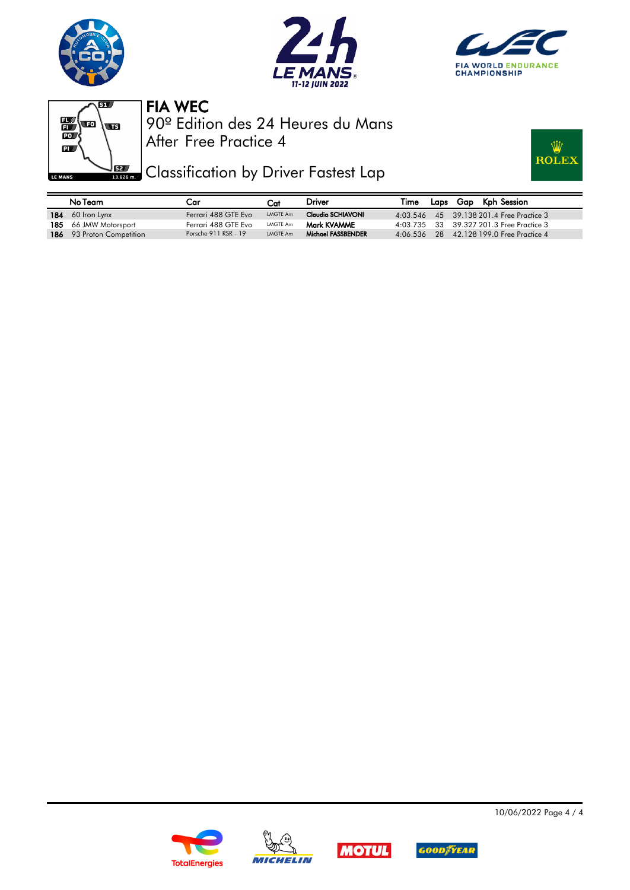# FIA WEC

90º Edition des 24 Heures du Mans

After Free Practice 4

## Classification by Driver Fastest Lap

| | No Team | Car | Cat | Driver | Time | Laps | Gap | Kph | Session |
|---|---|---|---|---|---|---|---|---|---|
| **184** | 60 Iron Lynx | Ferrari 488 GTE Evo | LMGTE Am | **Claudio SCHIAVONI** | 4:03.546 | 45 | 39.138 | 201.4 | Free Practice 3 |
| **185** | 66 JMW Motorsport | Ferrari 488 GTE Evo | LMGTE Am | **Mark KVAMME** | 4:03.735 | 33 | 39.327 | 201.3 | Free Practice 3 |
| **186** | 93 Proton Competition | Porsche 911 RSR - 19 | LMGTE Am | **Michael FASSBENDER** | 4:06.536 | 28 | 42.128 | 199.0 | Free Practice 4 |

10/06/2022